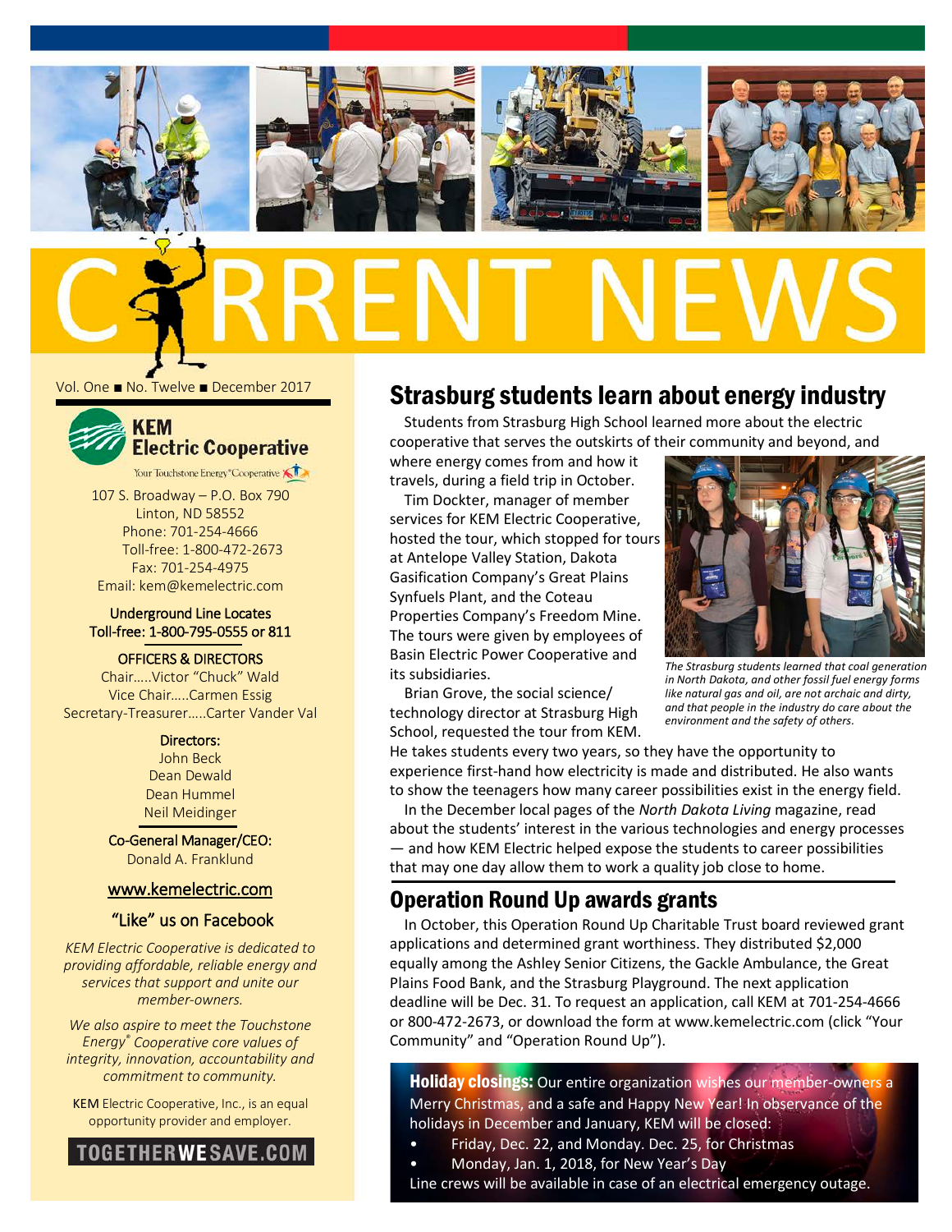# CURRENT NEWS

Vol. One ■ No. Twelve ■ December 2017

**KEM Electric Cooperative**

Your Touchstone Energy® Cooperative

107 S. Broadway – P.O. Box 790
Linton, ND 58552
Phone: 701-254-4666
Toll-free: 1-800-472-2673
Fax: 701-254-4975
Email: kem@kemelectric.com

**Underground Line Locates**
**Toll-free: 1-800-795-0555 or 811**

**OFFICERS & DIRECTORS**
Chair.....Victor "Chuck" Wald
Vice Chair.....Carmen Essig
Secretary-Treasurer.....Carter Vander Val

**Directors:**
John Beck
Dean Dewald
Dean Hummel
Neil Meidinger

**Co-General Manager/CEO:**
Donald A. Franklund

www.kemelectric.com

"Like" us on Facebook

*KEM Electric Cooperative is dedicated to providing affordable, reliable energy and services that support and unite our member-owners.*

*We also aspire to meet the Touchstone Energy® Cooperative core values of integrity, innovation, accountability and commitment to community.*

KEM Electric Cooperative, Inc., is an equal opportunity provider and employer.

TOGETHERWESAVE.COM

## Strasburg students learn about energy industry

Students from Strasburg High School learned more about the electric cooperative that serves the outskirts of their community and beyond, and where energy comes from and how it travels, during a field trip in October.

Tim Dockter, manager of member services for KEM Electric Cooperative, hosted the tour, which stopped for tours at Antelope Valley Station, Dakota Gasification Company's Great Plains Synfuels Plant, and the Coteau Properties Company's Freedom Mine. The tours were given by employees of Basin Electric Power Cooperative and its subsidiaries.

*The Strasburg students learned that coal generation in North Dakota, and other fossil fuel energy forms like natural gas and oil, are not archaic and dirty, and that people in the industry do care about the environment and the safety of others.*

Brian Grove, the social science/ technology director at Strasburg High School, requested the tour from KEM. He takes students every two years, so they have the opportunity to experience first-hand how electricity is made and distributed. He also wants to show the teenagers how many career possibilities exist in the energy field.

In the December local pages of the *North Dakota Living* magazine, read about the students' interest in the various technologies and energy processes — and how KEM Electric helped expose the students to career possibilities that may one day allow them to work a quality job close to home.

## Operation Round Up awards grants

In October, this Operation Round Up Charitable Trust board reviewed grant applications and determined grant worthiness. They distributed $2,000 equally among the Ashley Senior Citizens, the Gackle Ambulance, the Great Plains Food Bank, and the Strasburg Playground. The next application deadline will be Dec. 31. To request an application, call KEM at 701-254-4666 or 800-472-2673, or download the form at www.kemelectric.com (click "Your Community" and "Operation Round Up").

**Holiday closings:** Our entire organization wishes our member-owners a Merry Christmas, and a safe and Happy New Year! In observance of the holidays in December and January, KEM will be closed:

- Friday, Dec. 22, and Monday. Dec. 25, for Christmas
- Monday, Jan. 1, 2018, for New Year's Day

Line crews will be available in case of an electrical emergency outage.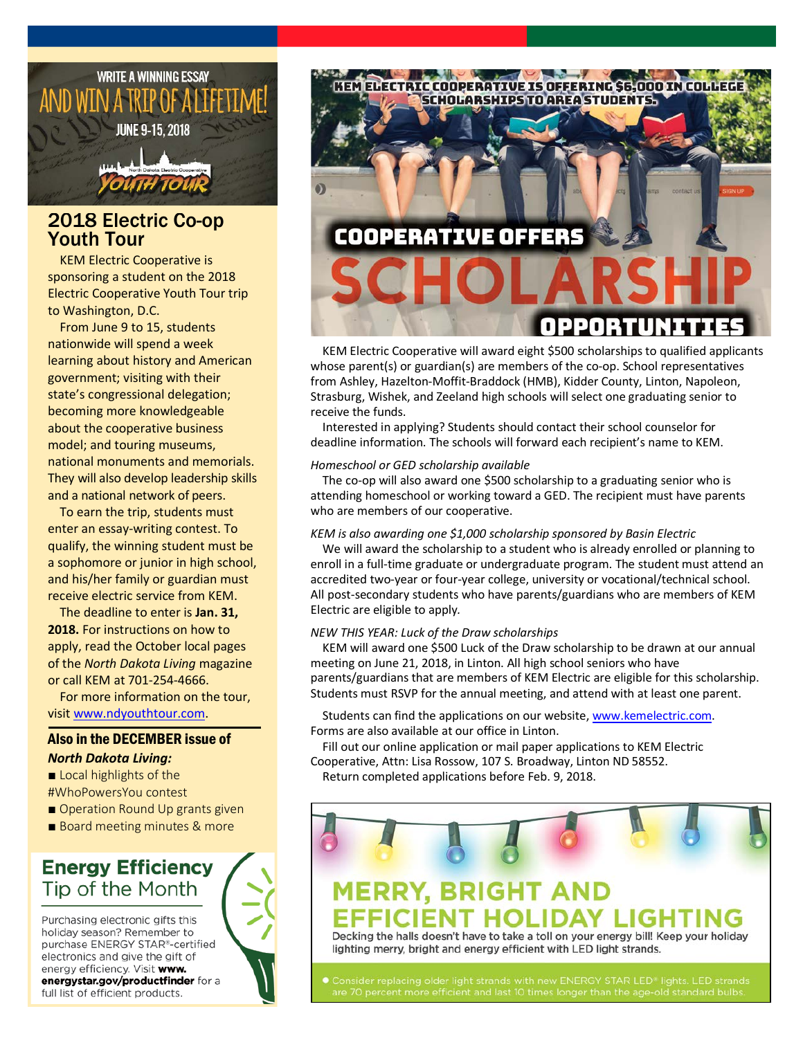WRITE A WINNING ESSAY

AND WIN A TRIP OF A LIFETIME!

JUNE 9-15, 2018

North Dakota Electric Cooperative YOUTH TOUR

## 2018 Electric Co-op Youth Tour

KEM Electric Cooperative is sponsoring a student on the 2018 Electric Cooperative Youth Tour trip to Washington, D.C.

From June 9 to 15, students nationwide will spend a week learning about history and American government; visiting with their state's congressional delegation; becoming more knowledgeable about the cooperative business model; and touring museums, national monuments and memorials. They will also develop leadership skills and a national network of peers.

To earn the trip, students must enter an essay-writing contest. To qualify, the winning student must be a sophomore or junior in high school, and his/her family or guardian must receive electric service from KEM.

The deadline to enter is **Jan. 31, 2018.** For instructions on how to apply, read the October local pages of the *North Dakota Living* magazine or call KEM at 701-254-4666.

For more information on the tour, visit www.ndyouthtour.com.

### Also in the DECEMBER issue of *North Dakota Living:*

- Local highlights of the #WhoPowersYou contest
- Operation Round Up grants given
- Board meeting minutes & more

### Energy Efficiency Tip of the Month

Purchasing electronic gifts this holiday season? Remember to purchase ENERGY STAR®-certified electronics and give the gift of energy efficiency. Visit **www.energystar.gov/productfinder** for a full list of efficient products.

KEM ELECTRIC COOPERATIVE IS OFFERING $6,000 IN COLLEGE SCHOLARSHIPS TO AREA STUDENTS.

## COOPERATIVE OFFERS SCHOLARSHIP OPPORTUNITIES

KEM Electric Cooperative will award eight $500 scholarships to qualified applicants whose parent(s) or guardian(s) are members of the co-op. School representatives from Ashley, Hazelton-Moffit-Braddock (HMB), Kidder County, Linton, Napoleon, Strasburg, Wishek, and Zeeland high schools will select one graduating senior to receive the funds.

Interested in applying? Students should contact their school counselor for deadline information. The schools will forward each recipient's name to KEM.

*Homeschool or GED scholarship available*

The co-op will also award one $500 scholarship to a graduating senior who is attending homeschool or working toward a GED. The recipient must have parents who are members of our cooperative.

*KEM is also awarding one $1,000 scholarship sponsored by Basin Electric*

We will award the scholarship to a student who is already enrolled or planning to enroll in a full-time graduate or undergraduate program. The student must attend an accredited two-year or four-year college, university or vocational/technical school. All post-secondary students who have parents/guardians who are members of KEM Electric are eligible to apply.

*NEW THIS YEAR: Luck of the Draw scholarships*

KEM will award one $500 Luck of the Draw scholarship to be drawn at our annual meeting on June 21, 2018, in Linton. All high school seniors who have parents/guardians that are members of KEM Electric are eligible for this scholarship. Students must RSVP for the annual meeting, and attend with at least one parent.

Students can find the applications on our website, www.kemelectric.com. Forms are also available at our office in Linton.

Fill out our online application or mail paper applications to KEM Electric Cooperative, Attn: Lisa Rossow, 107 S. Broadway, Linton ND 58552.

Return completed applications before Feb. 9, 2018.

## MERRY, BRIGHT AND EFFICIENT HOLIDAY LIGHTING

Decking the halls doesn't have to take a toll on your energy bill! Keep your holiday lighting merry, bright and energy efficient with LED light strands.

- Consider replacing older light strands with new ENERGY STAR LED® lights. LED strands are 70 percent more efficient and last 10 times longer than the age-old standard bulbs.